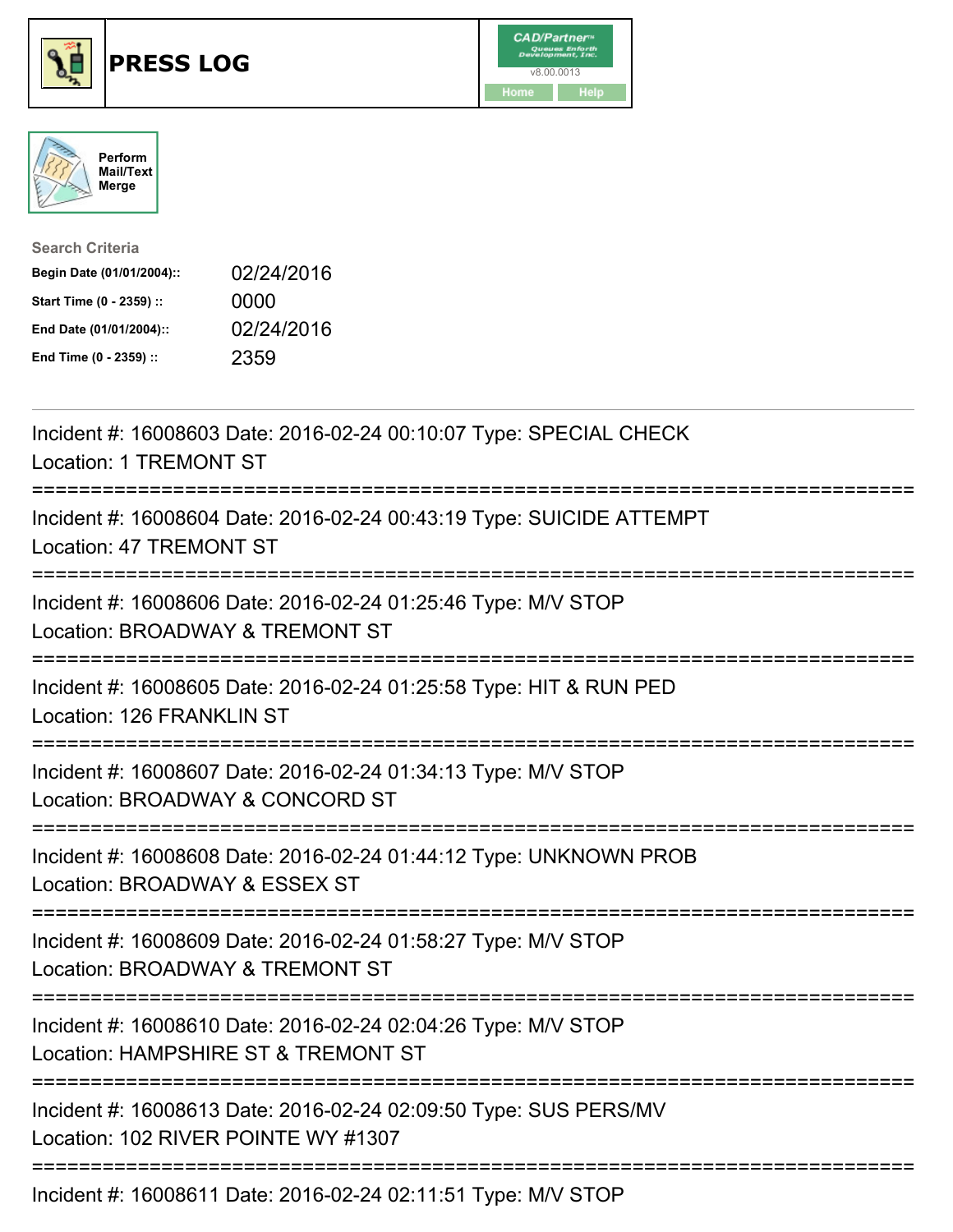# PRESS LOG

CAD/Partner™ Queues Enforth Development, Inc.
v8.00.0013
Home Help

Perform Mail/Text Merge

**Search Criteria**

**Begin Date (01/01/2004)::** 02/24/2016
**Start Time (0 - 2359) ::** 0000
**End Date (01/01/2004)::** 02/24/2016
**End Time (0 - 2359) ::** 2359

---

Incident #: 16008603 Date: 2016-02-24 00:10:07 Type: SPECIAL CHECK
Location: 1 TREMONT ST

===========================================================================

Incident #: 16008604 Date: 2016-02-24 00:43:19 Type: SUICIDE ATTEMPT
Location: 47 TREMONT ST

===========================================================================

Incident #: 16008606 Date: 2016-02-24 01:25:46 Type: M/V STOP
Location: BROADWAY & TREMONT ST

===========================================================================

Incident #: 16008605 Date: 2016-02-24 01:25:58 Type: HIT & RUN PED
Location: 126 FRANKLIN ST

===========================================================================

Incident #: 16008607 Date: 2016-02-24 01:34:13 Type: M/V STOP
Location: BROADWAY & CONCORD ST

===========================================================================

Incident #: 16008608 Date: 2016-02-24 01:44:12 Type: UNKNOWN PROB
Location: BROADWAY & ESSEX ST

===========================================================================

Incident #: 16008609 Date: 2016-02-24 01:58:27 Type: M/V STOP
Location: BROADWAY & TREMONT ST

===========================================================================

Incident #: 16008610 Date: 2016-02-24 02:04:26 Type: M/V STOP
Location: HAMPSHIRE ST & TREMONT ST

===========================================================================

Incident #: 16008613 Date: 2016-02-24 02:09:50 Type: SUS PERS/MV
Location: 102 RIVER POINTE WY #1307

===========================================================================

Incident #: 16008611 Date: 2016-02-24 02:11:51 Type: M/V STOP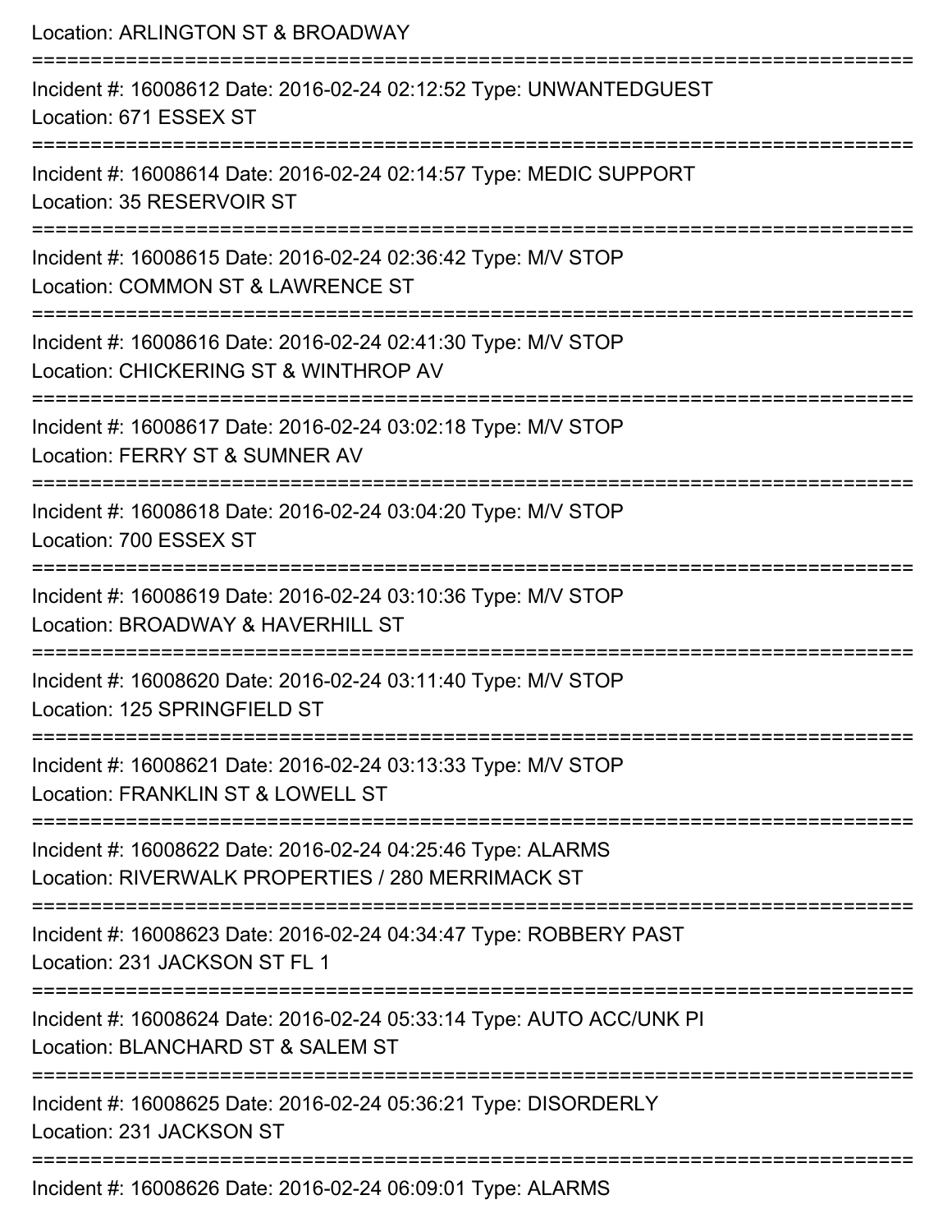Location: ARLINGTON ST & BROADWAY

===========================================================================

Incident #: 16008612 Date: 2016-02-24 02:12:52 Type: UNWANTEDGUEST
Location: 671 ESSEX ST

===========================================================================

Incident #: 16008614 Date: 2016-02-24 02:14:57 Type: MEDIC SUPPORT
Location: 35 RESERVOIR ST

===========================================================================

Incident #: 16008615 Date: 2016-02-24 02:36:42 Type: M/V STOP
Location: COMMON ST & LAWRENCE ST

===========================================================================

Incident #: 16008616 Date: 2016-02-24 02:41:30 Type: M/V STOP
Location: CHICKERING ST & WINTHROP AV

===========================================================================

Incident #: 16008617 Date: 2016-02-24 03:02:18 Type: M/V STOP
Location: FERRY ST & SUMNER AV

===========================================================================

Incident #: 16008618 Date: 2016-02-24 03:04:20 Type: M/V STOP
Location: 700 ESSEX ST

===========================================================================

Incident #: 16008619 Date: 2016-02-24 03:10:36 Type: M/V STOP
Location: BROADWAY & HAVERHILL ST

===========================================================================

Incident #: 16008620 Date: 2016-02-24 03:11:40 Type: M/V STOP
Location: 125 SPRINGFIELD ST

===========================================================================

Incident #: 16008621 Date: 2016-02-24 03:13:33 Type: M/V STOP
Location: FRANKLIN ST & LOWELL ST

===========================================================================

Incident #: 16008622 Date: 2016-02-24 04:25:46 Type: ALARMS
Location: RIVERWALK PROPERTIES / 280 MERRIMACK ST

===========================================================================

Incident #: 16008623 Date: 2016-02-24 04:34:47 Type: ROBBERY PAST
Location: 231 JACKSON ST FL 1

===========================================================================

Incident #: 16008624 Date: 2016-02-24 05:33:14 Type: AUTO ACC/UNK PI
Location: BLANCHARD ST & SALEM ST

===========================================================================

Incident #: 16008625 Date: 2016-02-24 05:36:21 Type: DISORDERLY
Location: 231 JACKSON ST

===========================================================================

Incident #: 16008626 Date: 2016-02-24 06:09:01 Type: ALARMS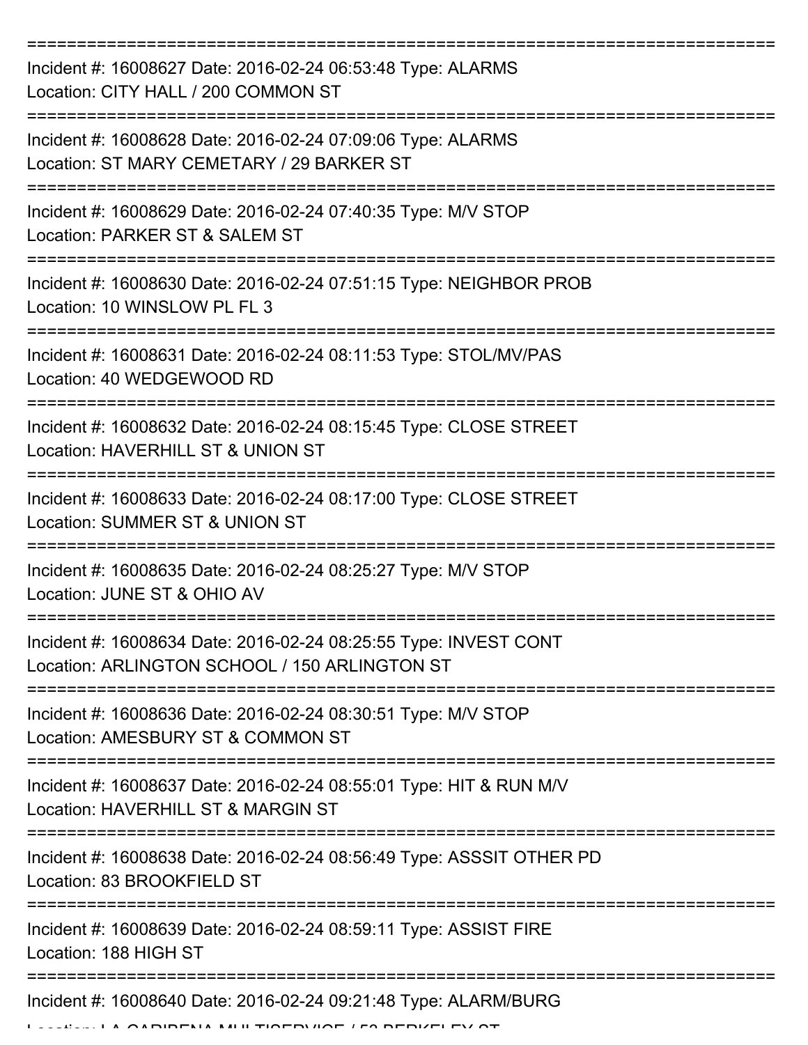===========================================================================

Incident #: 16008627 Date: 2016-02-24 06:53:48 Type: ALARMS
Location: CITY HALL / 200 COMMON ST

===========================================================================

Incident #: 16008628 Date: 2016-02-24 07:09:06 Type: ALARMS
Location: ST MARY CEMETARY / 29 BARKER ST

===========================================================================

Incident #: 16008629 Date: 2016-02-24 07:40:35 Type: M/V STOP
Location: PARKER ST & SALEM ST

===========================================================================

Incident #: 16008630 Date: 2016-02-24 07:51:15 Type: NEIGHBOR PROB
Location: 10 WINSLOW PL FL 3

===========================================================================

Incident #: 16008631 Date: 2016-02-24 08:11:53 Type: STOL/MV/PAS
Location: 40 WEDGEWOOD RD

===========================================================================

Incident #: 16008632 Date: 2016-02-24 08:15:45 Type: CLOSE STREET
Location: HAVERHILL ST & UNION ST

===========================================================================

Incident #: 16008633 Date: 2016-02-24 08:17:00 Type: CLOSE STREET
Location: SUMMER ST & UNION ST

===========================================================================

Incident #: 16008635 Date: 2016-02-24 08:25:27 Type: M/V STOP
Location: JUNE ST & OHIO AV

===========================================================================

Incident #: 16008634 Date: 2016-02-24 08:25:55 Type: INVEST CONT
Location: ARLINGTON SCHOOL / 150 ARLINGTON ST

===========================================================================

Incident #: 16008636 Date: 2016-02-24 08:30:51 Type: M/V STOP
Location: AMESBURY ST & COMMON ST

===========================================================================

Incident #: 16008637 Date: 2016-02-24 08:55:01 Type: HIT & RUN M/V
Location: HAVERHILL ST & MARGIN ST

===========================================================================

Incident #: 16008638 Date: 2016-02-24 08:56:49 Type: ASSSIT OTHER PD
Location: 83 BROOKFIELD ST

===========================================================================

Incident #: 16008639 Date: 2016-02-24 08:59:11 Type: ASSIST FIRE
Location: 188 HIGH ST

===========================================================================

Incident #: 16008640 Date: 2016-02-24 09:21:48 Type: ALARM/BURG
Location: LA CARIBENA MULTISERVICE / 53 BERKELEY ST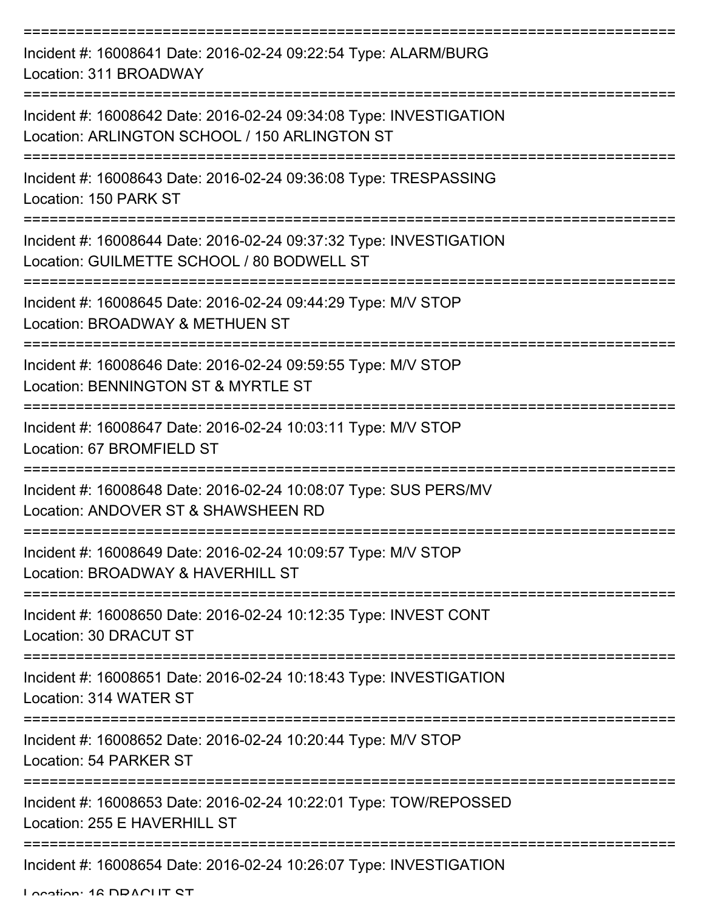===========================================================================
Incident #: 16008641 Date: 2016-02-24 09:22:54 Type: ALARM/BURG
Location: 311 BROADWAY
===========================================================================
Incident #: 16008642 Date: 2016-02-24 09:34:08 Type: INVESTIGATION
Location: ARLINGTON SCHOOL / 150 ARLINGTON ST
===========================================================================
Incident #: 16008643 Date: 2016-02-24 09:36:08 Type: TRESPASSING
Location: 150 PARK ST
===========================================================================
Incident #: 16008644 Date: 2016-02-24 09:37:32 Type: INVESTIGATION
Location: GUILMETTE SCHOOL / 80 BODWELL ST
===========================================================================
Incident #: 16008645 Date: 2016-02-24 09:44:29 Type: M/V STOP
Location: BROADWAY & METHUEN ST
===========================================================================
Incident #: 16008646 Date: 2016-02-24 09:59:55 Type: M/V STOP
Location: BENNINGTON ST & MYRTLE ST
===========================================================================
Incident #: 16008647 Date: 2016-02-24 10:03:11 Type: M/V STOP
Location: 67 BROMFIELD ST
===========================================================================
Incident #: 16008648 Date: 2016-02-24 10:08:07 Type: SUS PERS/MV
Location: ANDOVER ST & SHAWSHEEN RD
===========================================================================
Incident #: 16008649 Date: 2016-02-24 10:09:57 Type: M/V STOP
Location: BROADWAY & HAVERHILL ST
===========================================================================
Incident #: 16008650 Date: 2016-02-24 10:12:35 Type: INVEST CONT
Location: 30 DRACUT ST
===========================================================================
Incident #: 16008651 Date: 2016-02-24 10:18:43 Type: INVESTIGATION
Location: 314 WATER ST
===========================================================================
Incident #: 16008652 Date: 2016-02-24 10:20:44 Type: M/V STOP
Location: 54 PARKER ST
===========================================================================
Incident #: 16008653 Date: 2016-02-24 10:22:01 Type: TOW/REPOSSED
Location: 255 E HAVERHILL ST
===========================================================================
Incident #: 16008654 Date: 2016-02-24 10:26:07 Type: INVESTIGATION
Location: 16 DRACUT ST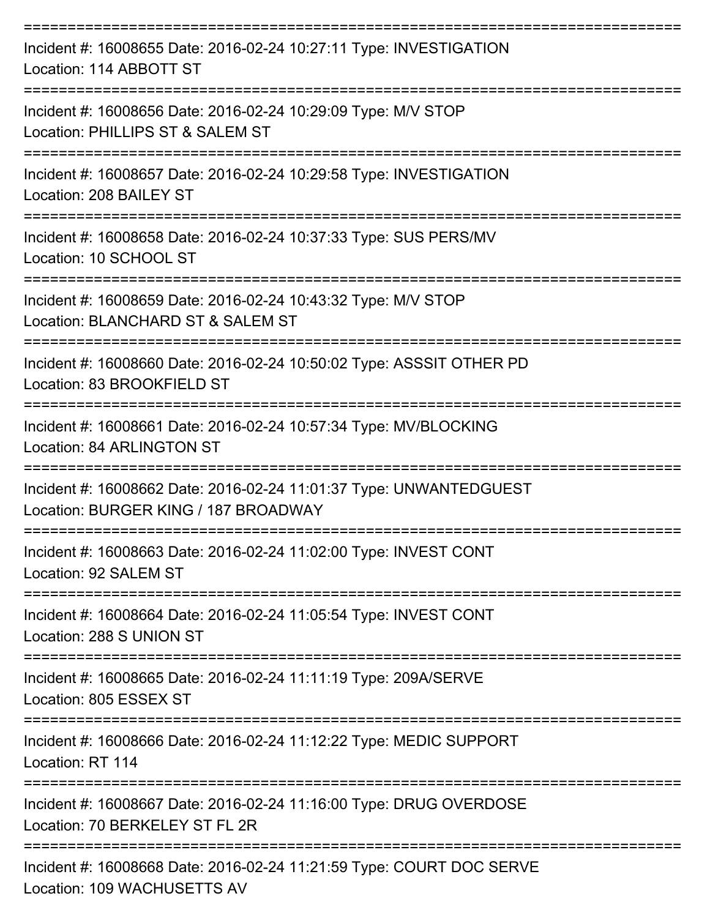===========================================================================
Incident #: 16008655 Date: 2016-02-24 10:27:11 Type: INVESTIGATION
Location: 114 ABBOTT ST
===========================================================================
Incident #: 16008656 Date: 2016-02-24 10:29:09 Type: M/V STOP
Location: PHILLIPS ST & SALEM ST
===========================================================================
Incident #: 16008657 Date: 2016-02-24 10:29:58 Type: INVESTIGATION
Location: 208 BAILEY ST
===========================================================================
Incident #: 16008658 Date: 2016-02-24 10:37:33 Type: SUS PERS/MV
Location: 10 SCHOOL ST
===========================================================================
Incident #: 16008659 Date: 2016-02-24 10:43:32 Type: M/V STOP
Location: BLANCHARD ST & SALEM ST
===========================================================================
Incident #: 16008660 Date: 2016-02-24 10:50:02 Type: ASSSIT OTHER PD
Location: 83 BROOKFIELD ST
===========================================================================
Incident #: 16008661 Date: 2016-02-24 10:57:34 Type: MV/BLOCKING
Location: 84 ARLINGTON ST
===========================================================================
Incident #: 16008662 Date: 2016-02-24 11:01:37 Type: UNWANTEDGUEST
Location: BURGER KING / 187 BROADWAY
===========================================================================
Incident #: 16008663 Date: 2016-02-24 11:02:00 Type: INVEST CONT
Location: 92 SALEM ST
===========================================================================
Incident #: 16008664 Date: 2016-02-24 11:05:54 Type: INVEST CONT
Location: 288 S UNION ST
===========================================================================
Incident #: 16008665 Date: 2016-02-24 11:11:19 Type: 209A/SERVE
Location: 805 ESSEX ST
===========================================================================
Incident #: 16008666 Date: 2016-02-24 11:12:22 Type: MEDIC SUPPORT
Location: RT 114
===========================================================================
Incident #: 16008667 Date: 2016-02-24 11:16:00 Type: DRUG OVERDOSE
Location: 70 BERKELEY ST FL 2R
===========================================================================
Incident #: 16008668 Date: 2016-02-24 11:21:59 Type: COURT DOC SERVE
Location: 109 WACHUSETTS AV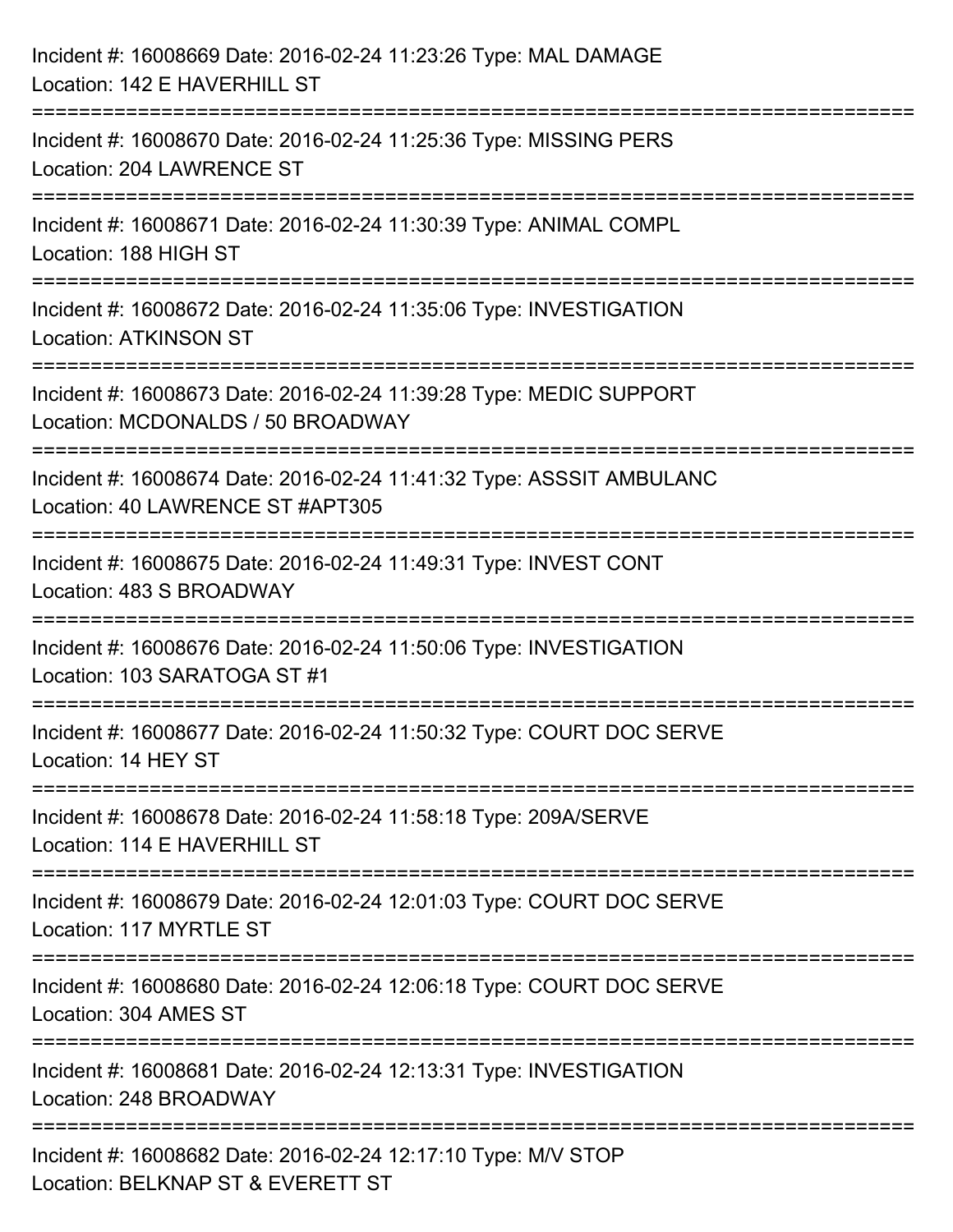Incident #: 16008669 Date: 2016-02-24 11:23:26 Type: MAL DAMAGE
Location: 142 E HAVERHILL ST

===========================================================================

Incident #: 16008670 Date: 2016-02-24 11:25:36 Type: MISSING PERS
Location: 204 LAWRENCE ST

===========================================================================

Incident #: 16008671 Date: 2016-02-24 11:30:39 Type: ANIMAL COMPL
Location: 188 HIGH ST

===========================================================================

Incident #: 16008672 Date: 2016-02-24 11:35:06 Type: INVESTIGATION
Location: ATKINSON ST

===========================================================================

Incident #: 16008673 Date: 2016-02-24 11:39:28 Type: MEDIC SUPPORT
Location: MCDONALDS / 50 BROADWAY

===========================================================================

Incident #: 16008674 Date: 2016-02-24 11:41:32 Type: ASSSIT AMBULANC
Location: 40 LAWRENCE ST #APT305

===========================================================================

Incident #: 16008675 Date: 2016-02-24 11:49:31 Type: INVEST CONT
Location: 483 S BROADWAY

===========================================================================

Incident #: 16008676 Date: 2016-02-24 11:50:06 Type: INVESTIGATION
Location: 103 SARATOGA ST #1

===========================================================================

Incident #: 16008677 Date: 2016-02-24 11:50:32 Type: COURT DOC SERVE
Location: 14 HEY ST

===========================================================================

Incident #: 16008678 Date: 2016-02-24 11:58:18 Type: 209A/SERVE
Location: 114 E HAVERHILL ST

===========================================================================

Incident #: 16008679 Date: 2016-02-24 12:01:03 Type: COURT DOC SERVE
Location: 117 MYRTLE ST

===========================================================================

Incident #: 16008680 Date: 2016-02-24 12:06:18 Type: COURT DOC SERVE
Location: 304 AMES ST

===========================================================================

Incident #: 16008681 Date: 2016-02-24 12:13:31 Type: INVESTIGATION
Location: 248 BROADWAY

===========================================================================

Incident #: 16008682 Date: 2016-02-24 12:17:10 Type: M/V STOP
Location: BELKNAP ST & EVERETT ST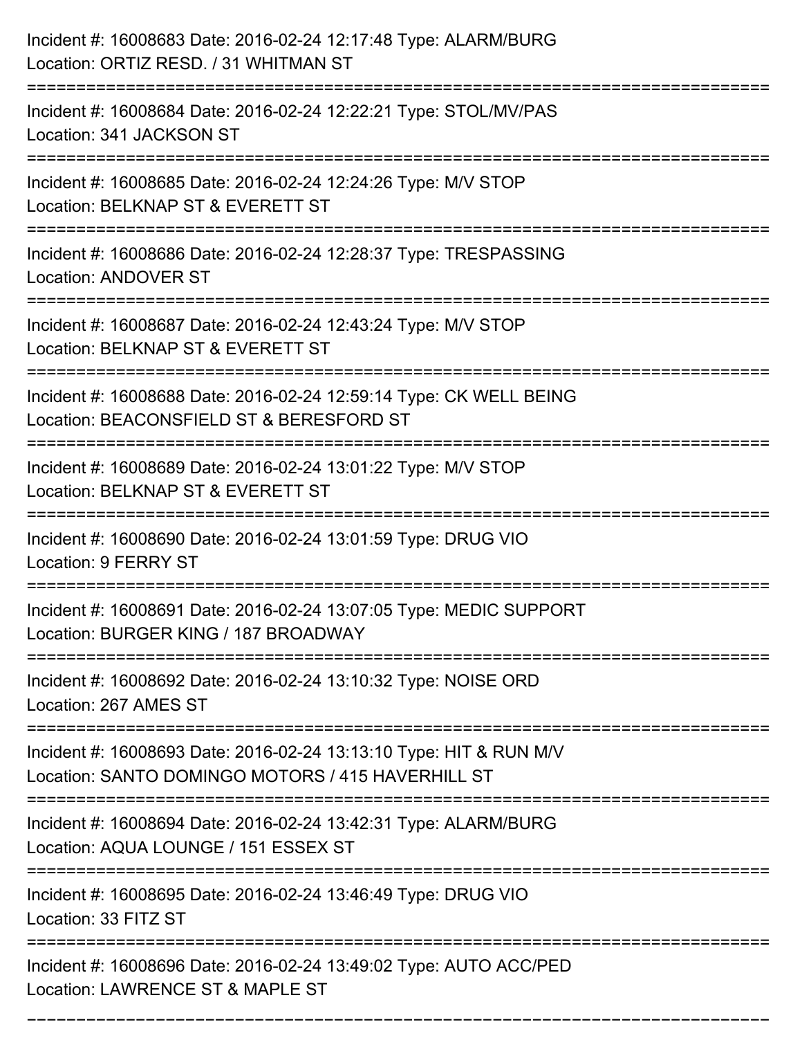Incident #: 16008683 Date: 2016-02-24 12:17:48 Type: ALARM/BURG
Location: ORTIZ RESD. / 31 WHITMAN ST

===========================================================================

Incident #: 16008684 Date: 2016-02-24 12:22:21 Type: STOL/MV/PAS
Location: 341 JACKSON ST

===========================================================================

Incident #: 16008685 Date: 2016-02-24 12:24:26 Type: M/V STOP
Location: BELKNAP ST & EVERETT ST

===========================================================================

Incident #: 16008686 Date: 2016-02-24 12:28:37 Type: TRESPASSING
Location: ANDOVER ST

===========================================================================

Incident #: 16008687 Date: 2016-02-24 12:43:24 Type: M/V STOP
Location: BELKNAP ST & EVERETT ST

===========================================================================

Incident #: 16008688 Date: 2016-02-24 12:59:14 Type: CK WELL BEING
Location: BEACONSFIELD ST & BERESFORD ST

===========================================================================

Incident #: 16008689 Date: 2016-02-24 13:01:22 Type: M/V STOP
Location: BELKNAP ST & EVERETT ST

===========================================================================

Incident #: 16008690 Date: 2016-02-24 13:01:59 Type: DRUG VIO
Location: 9 FERRY ST

===========================================================================

Incident #: 16008691 Date: 2016-02-24 13:07:05 Type: MEDIC SUPPORT
Location: BURGER KING / 187 BROADWAY

===========================================================================

Incident #: 16008692 Date: 2016-02-24 13:10:32 Type: NOISE ORD
Location: 267 AMES ST

===========================================================================

Incident #: 16008693 Date: 2016-02-24 13:13:10 Type: HIT & RUN M/V
Location: SANTO DOMINGO MOTORS / 415 HAVERHILL ST

===========================================================================

Incident #: 16008694 Date: 2016-02-24 13:42:31 Type: ALARM/BURG
Location: AQUA LOUNGE / 151 ESSEX ST

===========================================================================

Incident #: 16008695 Date: 2016-02-24 13:46:49 Type: DRUG VIO
Location: 33 FITZ ST

===========================================================================

Incident #: 16008696 Date: 2016-02-24 13:49:02 Type: AUTO ACC/PED
Location: LAWRENCE ST & MAPLE ST

===========================================================================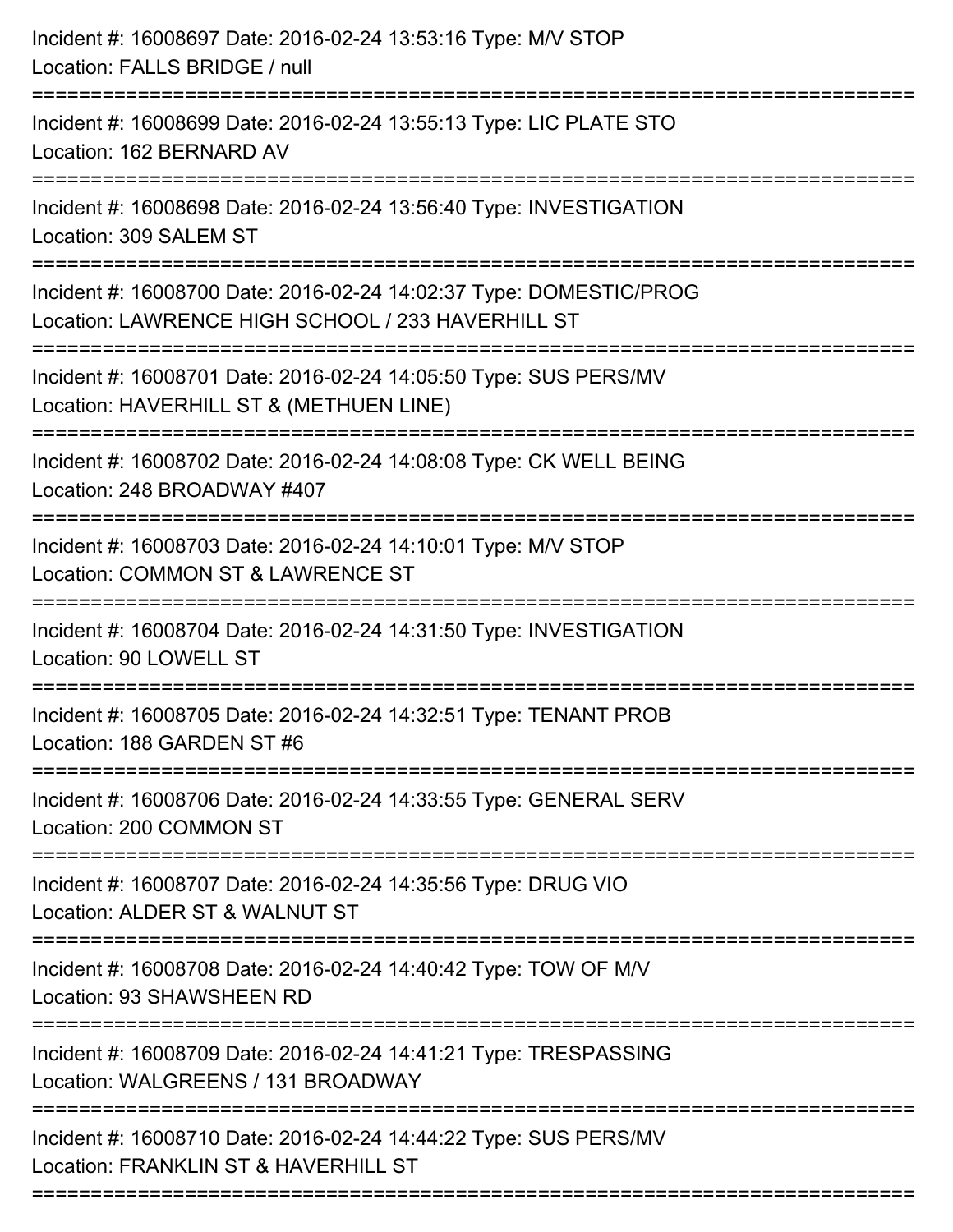Incident #: 16008697 Date: 2016-02-24 13:53:16 Type: M/V STOP
Location: FALLS BRIDGE / null

===========================================================================

Incident #: 16008699 Date: 2016-02-24 13:55:13 Type: LIC PLATE STO
Location: 162 BERNARD AV

===========================================================================

Incident #: 16008698 Date: 2016-02-24 13:56:40 Type: INVESTIGATION
Location: 309 SALEM ST

===========================================================================

Incident #: 16008700 Date: 2016-02-24 14:02:37 Type: DOMESTIC/PROG
Location: LAWRENCE HIGH SCHOOL / 233 HAVERHILL ST

===========================================================================

Incident #: 16008701 Date: 2016-02-24 14:05:50 Type: SUS PERS/MV
Location: HAVERHILL ST & (METHUEN LINE)

===========================================================================

Incident #: 16008702 Date: 2016-02-24 14:08:08 Type: CK WELL BEING
Location: 248 BROADWAY #407

===========================================================================

Incident #: 16008703 Date: 2016-02-24 14:10:01 Type: M/V STOP
Location: COMMON ST & LAWRENCE ST

===========================================================================

Incident #: 16008704 Date: 2016-02-24 14:31:50 Type: INVESTIGATION
Location: 90 LOWELL ST

===========================================================================

Incident #: 16008705 Date: 2016-02-24 14:32:51 Type: TENANT PROB
Location: 188 GARDEN ST #6

===========================================================================

Incident #: 16008706 Date: 2016-02-24 14:33:55 Type: GENERAL SERV
Location: 200 COMMON ST

===========================================================================

Incident #: 16008707 Date: 2016-02-24 14:35:56 Type: DRUG VIO
Location: ALDER ST & WALNUT ST

===========================================================================

Incident #: 16008708 Date: 2016-02-24 14:40:42 Type: TOW OF M/V
Location: 93 SHAWSHEEN RD

===========================================================================

Incident #: 16008709 Date: 2016-02-24 14:41:21 Type: TRESPASSING
Location: WALGREENS / 131 BROADWAY

===========================================================================

Incident #: 16008710 Date: 2016-02-24 14:44:22 Type: SUS PERS/MV
Location: FRANKLIN ST & HAVERHILL ST

===========================================================================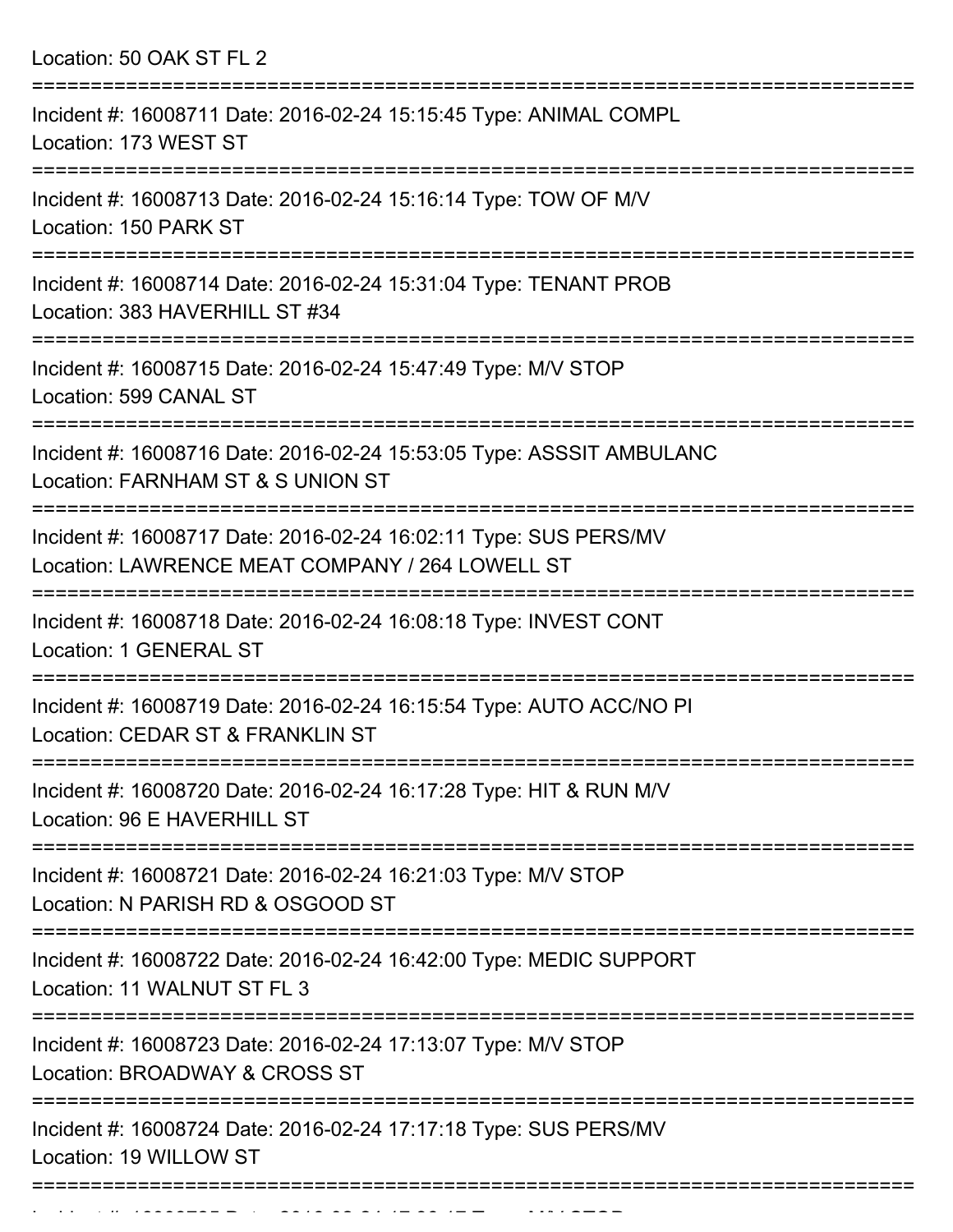Location: 50 OAK ST FL 2

===========================================================================

Incident #: 16008711 Date: 2016-02-24 15:15:45 Type: ANIMAL COMPL
Location: 173 WEST ST

===========================================================================

Incident #: 16008713 Date: 2016-02-24 15:16:14 Type: TOW OF M/V
Location: 150 PARK ST

===========================================================================

Incident #: 16008714 Date: 2016-02-24 15:31:04 Type: TENANT PROB
Location: 383 HAVERHILL ST #34

===========================================================================

Incident #: 16008715 Date: 2016-02-24 15:47:49 Type: M/V STOP
Location: 599 CANAL ST

===========================================================================

Incident #: 16008716 Date: 2016-02-24 15:53:05 Type: ASSSIT AMBULANC
Location: FARNHAM ST & S UNION ST

===========================================================================

Incident #: 16008717 Date: 2016-02-24 16:02:11 Type: SUS PERS/MV
Location: LAWRENCE MEAT COMPANY / 264 LOWELL ST

===========================================================================

Incident #: 16008718 Date: 2016-02-24 16:08:18 Type: INVEST CONT
Location: 1 GENERAL ST

===========================================================================

Incident #: 16008719 Date: 2016-02-24 16:15:54 Type: AUTO ACC/NO PI
Location: CEDAR ST & FRANKLIN ST

===========================================================================

Incident #: 16008720 Date: 2016-02-24 16:17:28 Type: HIT & RUN M/V
Location: 96 E HAVERHILL ST

===========================================================================

Incident #: 16008721 Date: 2016-02-24 16:21:03 Type: M/V STOP
Location: N PARISH RD & OSGOOD ST

===========================================================================

Incident #: 16008722 Date: 2016-02-24 16:42:00 Type: MEDIC SUPPORT
Location: 11 WALNUT ST FL 3

===========================================================================

Incident #: 16008723 Date: 2016-02-24 17:13:07 Type: M/V STOP
Location: BROADWAY & CROSS ST

===========================================================================

Incident #: 16008724 Date: 2016-02-24 17:17:18 Type: SUS PERS/MV
Location: 19 WILLOW ST

===========================================================================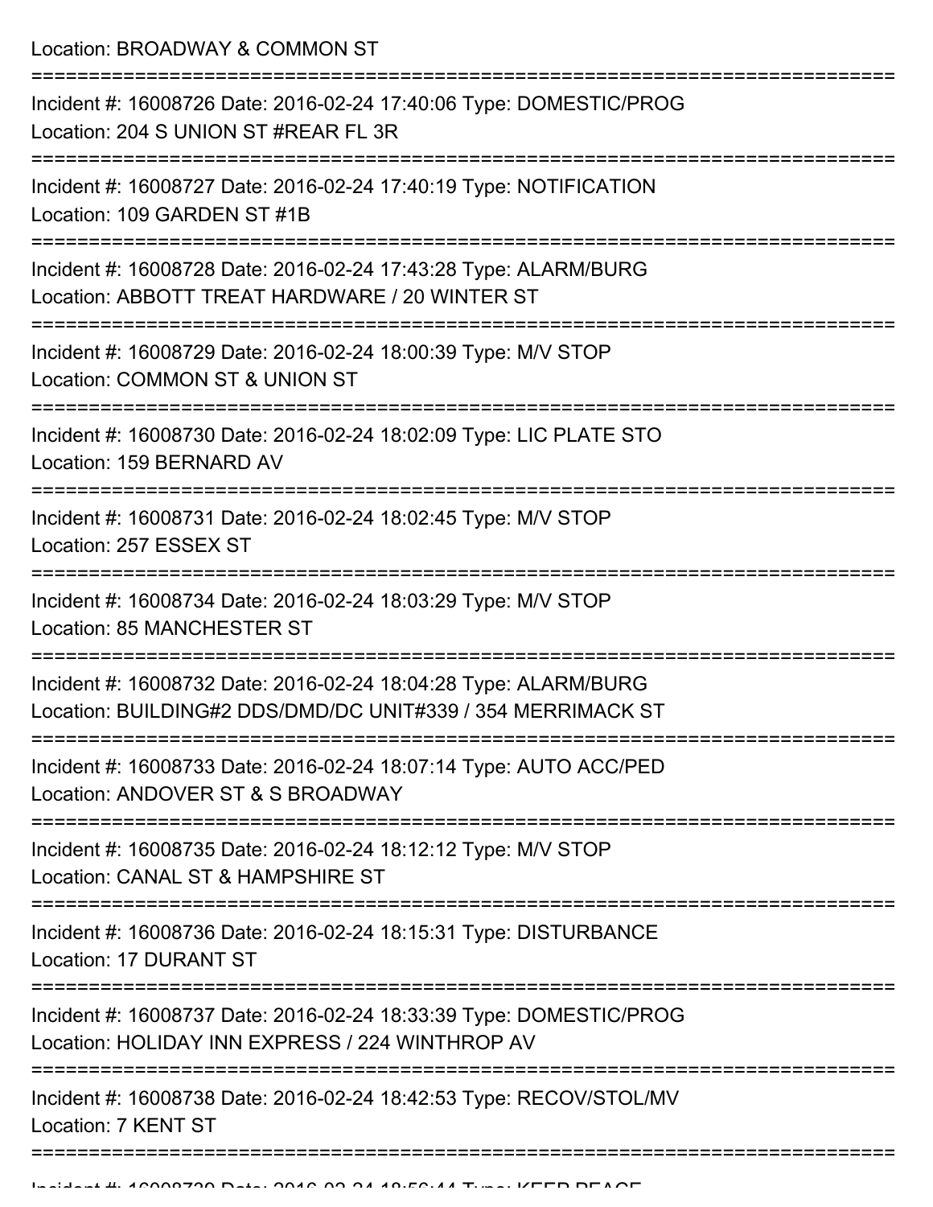Location: BROADWAY & COMMON ST

===========================================================================

Incident #: 16008726 Date: 2016-02-24 17:40:06 Type: DOMESTIC/PROG
Location: 204 S UNION ST #REAR FL 3R

===========================================================================

Incident #: 16008727 Date: 2016-02-24 17:40:19 Type: NOTIFICATION
Location: 109 GARDEN ST #1B

===========================================================================

Incident #: 16008728 Date: 2016-02-24 17:43:28 Type: ALARM/BURG
Location: ABBOTT TREAT HARDWARE / 20 WINTER ST

===========================================================================

Incident #: 16008729 Date: 2016-02-24 18:00:39 Type: M/V STOP
Location: COMMON ST & UNION ST

===========================================================================

Incident #: 16008730 Date: 2016-02-24 18:02:09 Type: LIC PLATE STO
Location: 159 BERNARD AV

===========================================================================

Incident #: 16008731 Date: 2016-02-24 18:02:45 Type: M/V STOP
Location: 257 ESSEX ST

===========================================================================

Incident #: 16008734 Date: 2016-02-24 18:03:29 Type: M/V STOP
Location: 85 MANCHESTER ST

===========================================================================

Incident #: 16008732 Date: 2016-02-24 18:04:28 Type: ALARM/BURG
Location: BUILDING#2 DDS/DMD/DC UNIT#339 / 354 MERRIMACK ST

===========================================================================

Incident #: 16008733 Date: 2016-02-24 18:07:14 Type: AUTO ACC/PED
Location: ANDOVER ST & S BROADWAY

===========================================================================

Incident #: 16008735 Date: 2016-02-24 18:12:12 Type: M/V STOP
Location: CANAL ST & HAMPSHIRE ST

===========================================================================

Incident #: 16008736 Date: 2016-02-24 18:15:31 Type: DISTURBANCE
Location: 17 DURANT ST

===========================================================================

Incident #: 16008737 Date: 2016-02-24 18:33:39 Type: DOMESTIC/PROG
Location: HOLIDAY INN EXPRESS / 224 WINTHROP AV

===========================================================================

Incident #: 16008738 Date: 2016-02-24 18:42:53 Type: RECOV/STOL/MV
Location: 7 KENT ST

===========================================================================

Incident #: 16008739 Date: 2016-02-24 18:56:44 Type: KEEP PEACE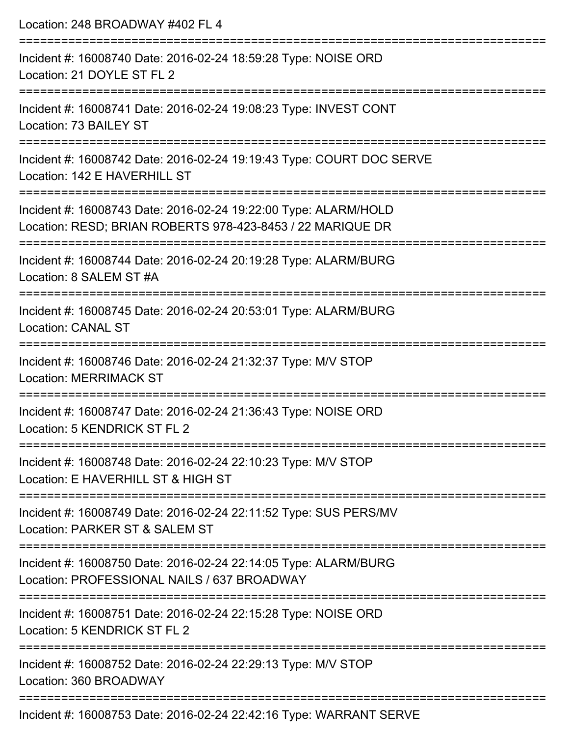Location: 248 BROADWAY #402 FL 4

===========================================================================

Incident #: 16008740 Date: 2016-02-24 18:59:28 Type: NOISE ORD
Location: 21 DOYLE ST FL 2

===========================================================================

Incident #: 16008741 Date: 2016-02-24 19:08:23 Type: INVEST CONT
Location: 73 BAILEY ST

===========================================================================

Incident #: 16008742 Date: 2016-02-24 19:19:43 Type: COURT DOC SERVE
Location: 142 E HAVERHILL ST

===========================================================================

Incident #: 16008743 Date: 2016-02-24 19:22:00 Type: ALARM/HOLD
Location: RESD; BRIAN ROBERTS 978-423-8453 / 22 MARIQUE DR

===========================================================================

Incident #: 16008744 Date: 2016-02-24 20:19:28 Type: ALARM/BURG
Location: 8 SALEM ST #A

===========================================================================

Incident #: 16008745 Date: 2016-02-24 20:53:01 Type: ALARM/BURG
Location: CANAL ST

===========================================================================

Incident #: 16008746 Date: 2016-02-24 21:32:37 Type: M/V STOP
Location: MERRIMACK ST

===========================================================================

Incident #: 16008747 Date: 2016-02-24 21:36:43 Type: NOISE ORD
Location: 5 KENDRICK ST FL 2

===========================================================================

Incident #: 16008748 Date: 2016-02-24 22:10:23 Type: M/V STOP
Location: E HAVERHILL ST & HIGH ST

===========================================================================

Incident #: 16008749 Date: 2016-02-24 22:11:52 Type: SUS PERS/MV
Location: PARKER ST & SALEM ST

===========================================================================

Incident #: 16008750 Date: 2016-02-24 22:14:05 Type: ALARM/BURG
Location: PROFESSIONAL NAILS / 637 BROADWAY

===========================================================================

Incident #: 16008751 Date: 2016-02-24 22:15:28 Type: NOISE ORD
Location: 5 KENDRICK ST FL 2

===========================================================================

Incident #: 16008752 Date: 2016-02-24 22:29:13 Type: M/V STOP
Location: 360 BROADWAY

===========================================================================

Incident #: 16008753 Date: 2016-02-24 22:42:16 Type: WARRANT SERVE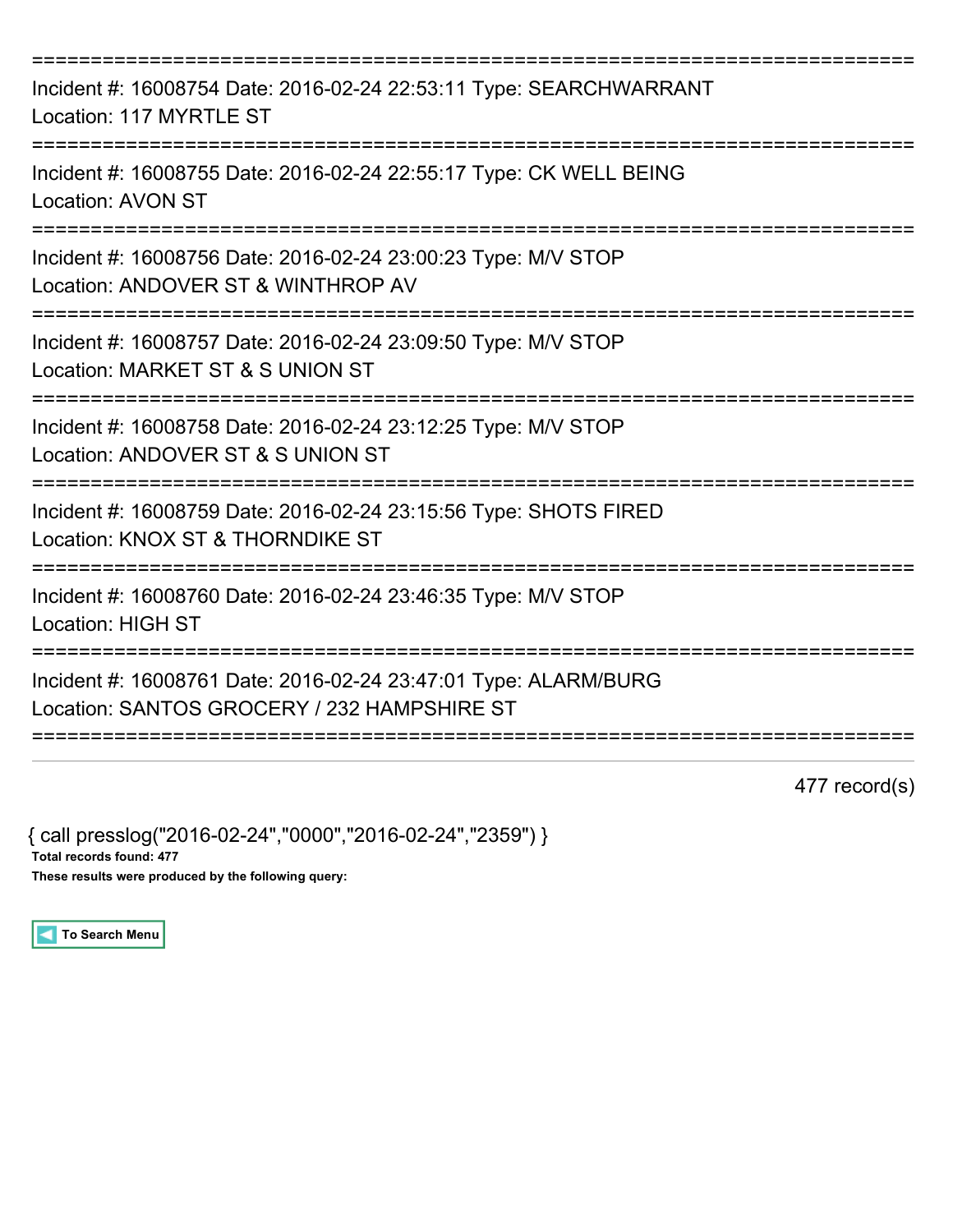Incident #: 16008754 Date: 2016-02-24 22:53:11 Type: SEARCHWARRANT
Location: 117 MYRTLE ST

Incident #: 16008755 Date: 2016-02-24 22:55:17 Type: CK WELL BEING
Location: AVON ST

Incident #: 16008756 Date: 2016-02-24 23:00:23 Type: M/V STOP
Location: ANDOVER ST & WINTHROP AV

Incident #: 16008757 Date: 2016-02-24 23:09:50 Type: M/V STOP
Location: MARKET ST & S UNION ST

Incident #: 16008758 Date: 2016-02-24 23:12:25 Type: M/V STOP
Location: ANDOVER ST & S UNION ST

Incident #: 16008759 Date: 2016-02-24 23:15:56 Type: SHOTS FIRED
Location: KNOX ST & THORNDIKE ST

Incident #: 16008760 Date: 2016-02-24 23:46:35 Type: M/V STOP
Location: HIGH ST

Incident #: 16008761 Date: 2016-02-24 23:47:01 Type: ALARM/BURG
Location: SANTOS GROCERY / 232 HAMPSHIRE ST

477 record(s)

{ call presslog("2016-02-24","0000","2016-02-24","2359") }

**Total records found: 477**

**These results were produced by the following query:**

To Search Menu